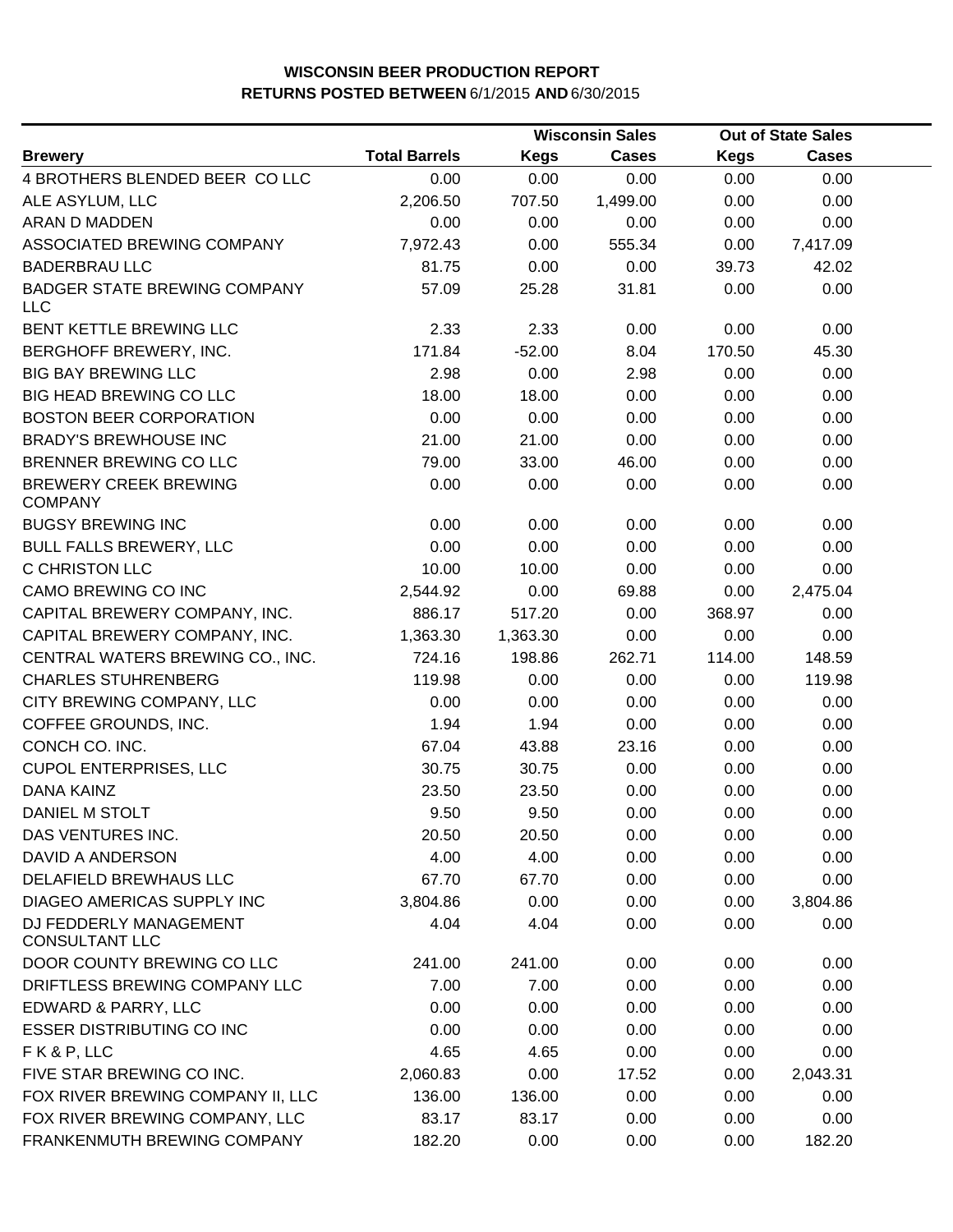**WISCONSIN BEER PRODUCTION REPORT**
**RETURNS POSTED BETWEEN** 6/1/2015 **AND** 6/30/2015

| Brewery | Total Barrels | Wisconsin Sales Kegs | Wisconsin Sales Cases | Out of State Sales Kegs | Out of State Sales Cases |
|---|---|---|---|---|---|
| 4 BROTHERS BLENDED BEER CO LLC | 0.00 | 0.00 | 0.00 | 0.00 | 0.00 |
| ALE ASYLUM, LLC | 2,206.50 | 707.50 | 1,499.00 | 0.00 | 0.00 |
| ARAN D MADDEN | 0.00 | 0.00 | 0.00 | 0.00 | 0.00 |
| ASSOCIATED BREWING COMPANY | 7,972.43 | 0.00 | 555.34 | 0.00 | 7,417.09 |
| BADERBRAU LLC | 81.75 | 0.00 | 0.00 | 39.73 | 42.02 |
| BADGER STATE BREWING COMPANY LLC | 57.09 | 25.28 | 31.81 | 0.00 | 0.00 |
| BENT KETTLE BREWING LLC | 2.33 | 2.33 | 0.00 | 0.00 | 0.00 |
| BERGHOFF BREWERY, INC. | 171.84 | -52.00 | 8.04 | 170.50 | 45.30 |
| BIG BAY BREWING LLC | 2.98 | 0.00 | 2.98 | 0.00 | 0.00 |
| BIG HEAD BREWING CO LLC | 18.00 | 18.00 | 0.00 | 0.00 | 0.00 |
| BOSTON BEER CORPORATION | 0.00 | 0.00 | 0.00 | 0.00 | 0.00 |
| BRADY'S BREWHOUSE INC | 21.00 | 21.00 | 0.00 | 0.00 | 0.00 |
| BRENNER BREWING CO LLC | 79.00 | 33.00 | 46.00 | 0.00 | 0.00 |
| BREWERY CREEK BREWING COMPANY | 0.00 | 0.00 | 0.00 | 0.00 | 0.00 |
| BUGSY BREWING INC | 0.00 | 0.00 | 0.00 | 0.00 | 0.00 |
| BULL FALLS BREWERY, LLC | 0.00 | 0.00 | 0.00 | 0.00 | 0.00 |
| C CHRISTON LLC | 10.00 | 10.00 | 0.00 | 0.00 | 0.00 |
| CAMO BREWING CO INC | 2,544.92 | 0.00 | 69.88 | 0.00 | 2,475.04 |
| CAPITAL BREWERY COMPANY, INC. | 886.17 | 517.20 | 0.00 | 368.97 | 0.00 |
| CAPITAL BREWERY COMPANY, INC. | 1,363.30 | 1,363.30 | 0.00 | 0.00 | 0.00 |
| CENTRAL WATERS BREWING CO., INC. | 724.16 | 198.86 | 262.71 | 114.00 | 148.59 |
| CHARLES STUHRENBERG | 119.98 | 0.00 | 0.00 | 0.00 | 119.98 |
| CITY BREWING COMPANY, LLC | 0.00 | 0.00 | 0.00 | 0.00 | 0.00 |
| COFFEE GROUNDS, INC. | 1.94 | 1.94 | 0.00 | 0.00 | 0.00 |
| CONCH CO. INC. | 67.04 | 43.88 | 23.16 | 0.00 | 0.00 |
| CUPOL ENTERPRISES, LLC | 30.75 | 30.75 | 0.00 | 0.00 | 0.00 |
| DANA KAINZ | 23.50 | 23.50 | 0.00 | 0.00 | 0.00 |
| DANIEL M STOLT | 9.50 | 9.50 | 0.00 | 0.00 | 0.00 |
| DAS VENTURES INC. | 20.50 | 20.50 | 0.00 | 0.00 | 0.00 |
| DAVID A ANDERSON | 4.00 | 4.00 | 0.00 | 0.00 | 0.00 |
| DELAFIELD BREWHAUS LLC | 67.70 | 67.70 | 0.00 | 0.00 | 0.00 |
| DIAGEO AMERICAS SUPPLY INC | 3,804.86 | 0.00 | 0.00 | 0.00 | 3,804.86 |
| DJ FEDDERLY MANAGEMENT CONSULTANT LLC | 4.04 | 4.04 | 0.00 | 0.00 | 0.00 |
| DOOR COUNTY BREWING CO LLC | 241.00 | 241.00 | 0.00 | 0.00 | 0.00 |
| DRIFTLESS BREWING COMPANY LLC | 7.00 | 7.00 | 0.00 | 0.00 | 0.00 |
| EDWARD & PARRY, LLC | 0.00 | 0.00 | 0.00 | 0.00 | 0.00 |
| ESSER DISTRIBUTING CO INC | 0.00 | 0.00 | 0.00 | 0.00 | 0.00 |
| F K & P, LLC | 4.65 | 4.65 | 0.00 | 0.00 | 0.00 |
| FIVE STAR BREWING CO INC. | 2,060.83 | 0.00 | 17.52 | 0.00 | 2,043.31 |
| FOX RIVER BREWING COMPANY II, LLC | 136.00 | 136.00 | 0.00 | 0.00 | 0.00 |
| FOX RIVER BREWING COMPANY, LLC | 83.17 | 83.17 | 0.00 | 0.00 | 0.00 |
| FRANKENMUTH BREWING COMPANY | 182.20 | 0.00 | 0.00 | 0.00 | 182.20 |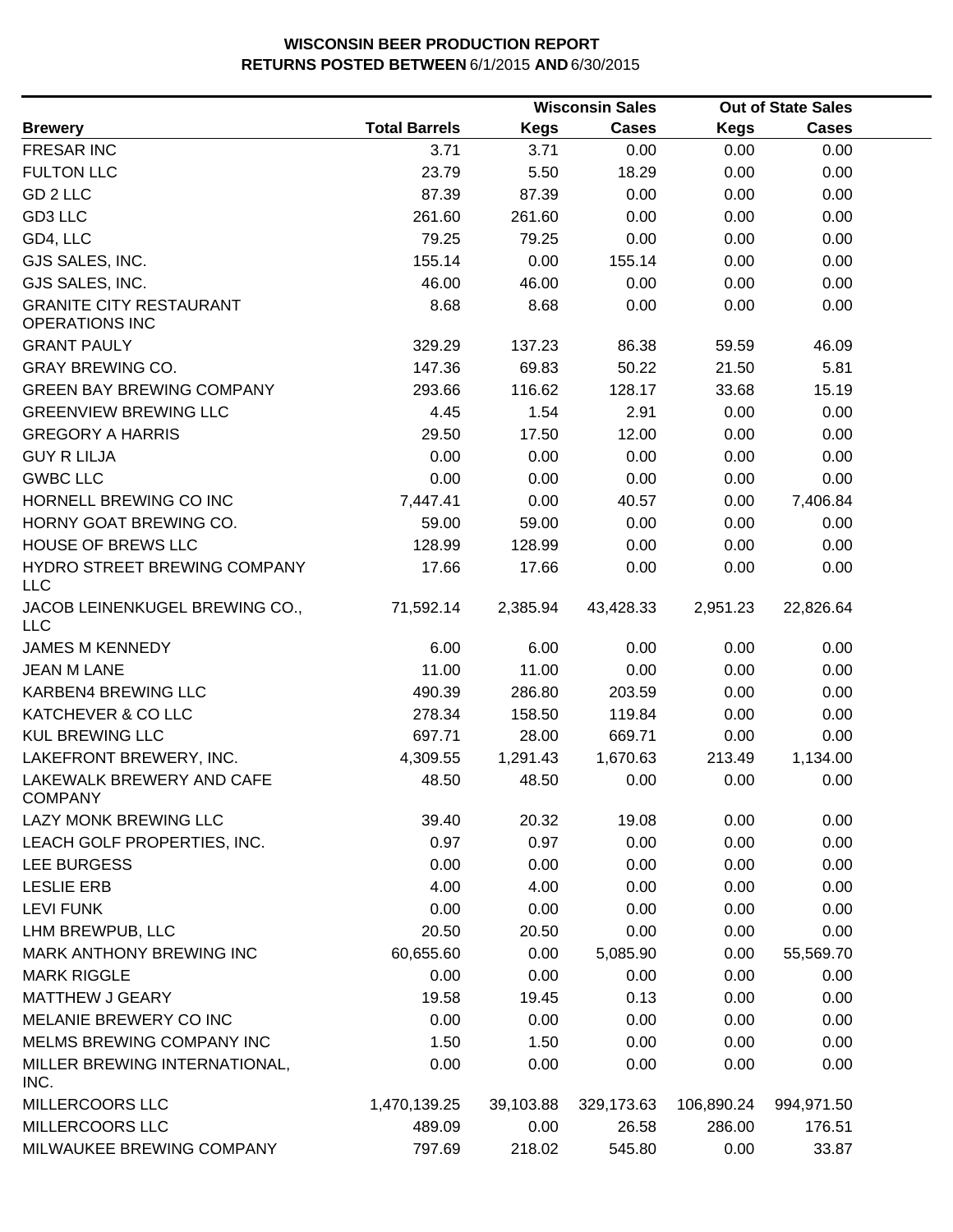**WISCONSIN BEER PRODUCTION REPORT**
**RETURNS POSTED BETWEEN** 6/1/2015 **AND** 6/30/2015

| Brewery | Total Barrels | Wisconsin Sales | | Out of State Sales | |
|---|---|---|---|---|---|
| | | Kegs | Cases | Kegs | Cases |
| FRESAR INC | 3.71 | 3.71 | 0.00 | 0.00 | 0.00 |
| FULTON LLC | 23.79 | 5.50 | 18.29 | 0.00 | 0.00 |
| GD 2 LLC | 87.39 | 87.39 | 0.00 | 0.00 | 0.00 |
| GD3 LLC | 261.60 | 261.60 | 0.00 | 0.00 | 0.00 |
| GD4, LLC | 79.25 | 79.25 | 0.00 | 0.00 | 0.00 |
| GJS SALES, INC. | 155.14 | 0.00 | 155.14 | 0.00 | 0.00 |
| GJS SALES, INC. | 46.00 | 46.00 | 0.00 | 0.00 | 0.00 |
| GRANITE CITY RESTAURANT OPERATIONS INC | 8.68 | 8.68 | 0.00 | 0.00 | 0.00 |
| GRANT PAULY | 329.29 | 137.23 | 86.38 | 59.59 | 46.09 |
| GRAY BREWING CO. | 147.36 | 69.83 | 50.22 | 21.50 | 5.81 |
| GREEN BAY BREWING COMPANY | 293.66 | 116.62 | 128.17 | 33.68 | 15.19 |
| GREENVIEW BREWING LLC | 4.45 | 1.54 | 2.91 | 0.00 | 0.00 |
| GREGORY A HARRIS | 29.50 | 17.50 | 12.00 | 0.00 | 0.00 |
| GUY R LILJA | 0.00 | 0.00 | 0.00 | 0.00 | 0.00 |
| GWBC LLC | 0.00 | 0.00 | 0.00 | 0.00 | 0.00 |
| HORNELL BREWING CO INC | 7,447.41 | 0.00 | 40.57 | 0.00 | 7,406.84 |
| HORNY GOAT BREWING CO. | 59.00 | 59.00 | 0.00 | 0.00 | 0.00 |
| HOUSE OF BREWS LLC | 128.99 | 128.99 | 0.00 | 0.00 | 0.00 |
| HYDRO STREET BREWING COMPANY LLC | 17.66 | 17.66 | 0.00 | 0.00 | 0.00 |
| JACOB LEINENKUGEL BREWING CO., LLC | 71,592.14 | 2,385.94 | 43,428.33 | 2,951.23 | 22,826.64 |
| JAMES M KENNEDY | 6.00 | 6.00 | 0.00 | 0.00 | 0.00 |
| JEAN M LANE | 11.00 | 11.00 | 0.00 | 0.00 | 0.00 |
| KARBEN4 BREWING LLC | 490.39 | 286.80 | 203.59 | 0.00 | 0.00 |
| KATCHEVER & CO LLC | 278.34 | 158.50 | 119.84 | 0.00 | 0.00 |
| KUL BREWING LLC | 697.71 | 28.00 | 669.71 | 0.00 | 0.00 |
| LAKEFRONT BREWERY, INC. | 4,309.55 | 1,291.43 | 1,670.63 | 213.49 | 1,134.00 |
| LAKEWALK BREWERY AND CAFE COMPANY | 48.50 | 48.50 | 0.00 | 0.00 | 0.00 |
| LAZY MONK BREWING LLC | 39.40 | 20.32 | 19.08 | 0.00 | 0.00 |
| LEACH GOLF PROPERTIES, INC. | 0.97 | 0.97 | 0.00 | 0.00 | 0.00 |
| LEE BURGESS | 0.00 | 0.00 | 0.00 | 0.00 | 0.00 |
| LESLIE ERB | 4.00 | 4.00 | 0.00 | 0.00 | 0.00 |
| LEVI FUNK | 0.00 | 0.00 | 0.00 | 0.00 | 0.00 |
| LHM BREWPUB, LLC | 20.50 | 20.50 | 0.00 | 0.00 | 0.00 |
| MARK ANTHONY BREWING INC | 60,655.60 | 0.00 | 5,085.90 | 0.00 | 55,569.70 |
| MARK RIGGLE | 0.00 | 0.00 | 0.00 | 0.00 | 0.00 |
| MATTHEW J GEARY | 19.58 | 19.45 | 0.13 | 0.00 | 0.00 |
| MELANIE BREWERY CO INC | 0.00 | 0.00 | 0.00 | 0.00 | 0.00 |
| MELMS BREWING COMPANY INC | 1.50 | 1.50 | 0.00 | 0.00 | 0.00 |
| MILLER BREWING INTERNATIONAL, INC. | 0.00 | 0.00 | 0.00 | 0.00 | 0.00 |
| MILLERCOORS LLC | 1,470,139.25 | 39,103.88 | 329,173.63 | 106,890.24 | 994,971.50 |
| MILLERCOORS LLC | 489.09 | 0.00 | 26.58 | 286.00 | 176.51 |
| MILWAUKEE BREWING COMPANY | 797.69 | 218.02 | 545.80 | 0.00 | 33.87 |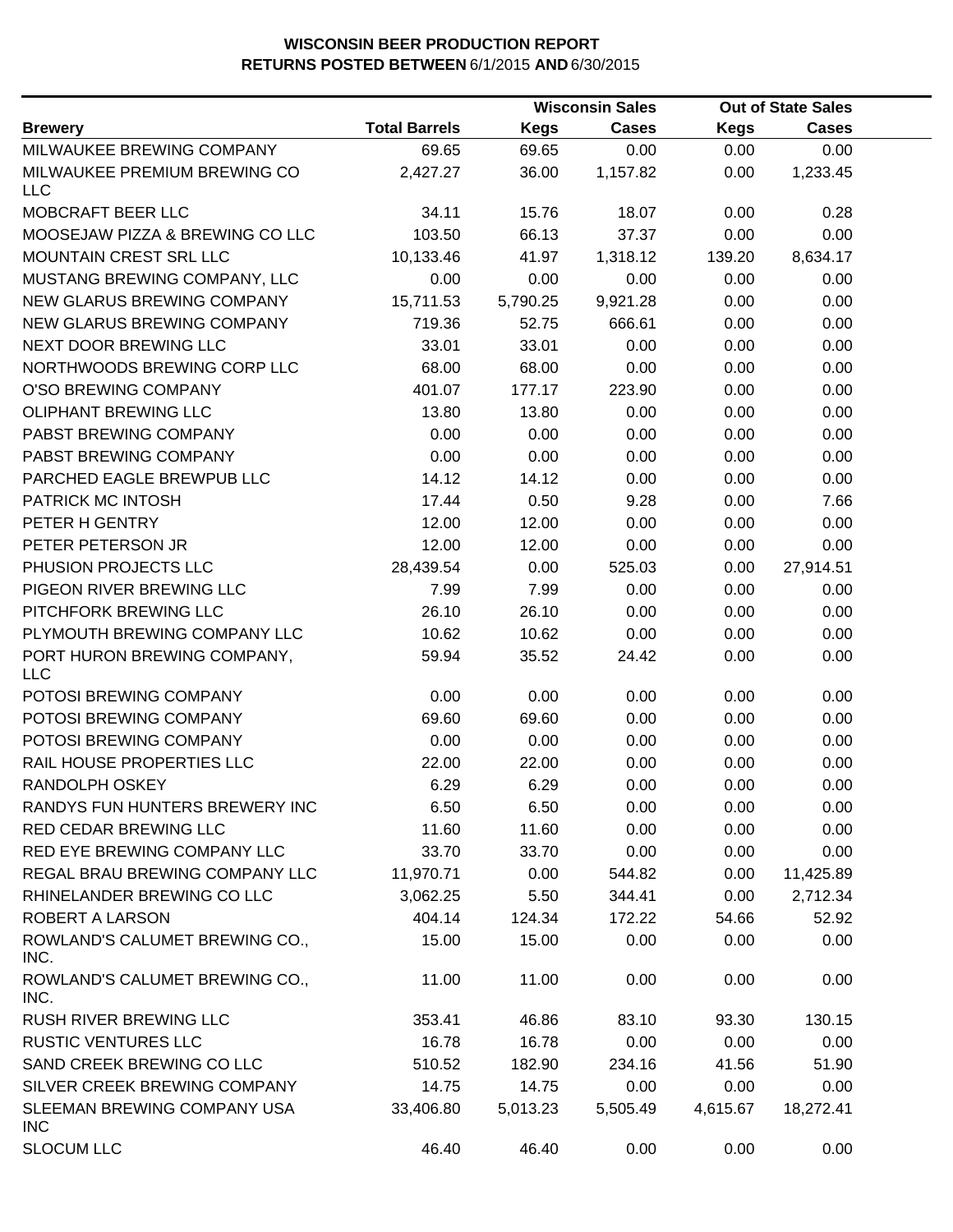**WISCONSIN BEER PRODUCTION REPORT**
**RETURNS POSTED BETWEEN** 6/1/2015 **AND** 6/30/2015

| | | Wisconsin Sales | | Out of State Sales | |
|---|---|---|---|---|---|
| **Brewery** | **Total Barrels** | **Kegs** | **Cases** | **Kegs** | **Cases** |
| MILWAUKEE BREWING COMPANY | 69.65 | 69.65 | 0.00 | 0.00 | 0.00 |
| MILWAUKEE PREMIUM BREWING CO LLC | 2,427.27 | 36.00 | 1,157.82 | 0.00 | 1,233.45 |
| MOBCRAFT BEER LLC | 34.11 | 15.76 | 18.07 | 0.00 | 0.28 |
| MOOSEJAW PIZZA & BREWING CO LLC | 103.50 | 66.13 | 37.37 | 0.00 | 0.00 |
| MOUNTAIN CREST SRL LLC | 10,133.46 | 41.97 | 1,318.12 | 139.20 | 8,634.17 |
| MUSTANG BREWING COMPANY, LLC | 0.00 | 0.00 | 0.00 | 0.00 | 0.00 |
| NEW GLARUS BREWING COMPANY | 15,711.53 | 5,790.25 | 9,921.28 | 0.00 | 0.00 |
| NEW GLARUS BREWING COMPANY | 719.36 | 52.75 | 666.61 | 0.00 | 0.00 |
| NEXT DOOR BREWING LLC | 33.01 | 33.01 | 0.00 | 0.00 | 0.00 |
| NORTHWOODS BREWING CORP LLC | 68.00 | 68.00 | 0.00 | 0.00 | 0.00 |
| O'SO BREWING COMPANY | 401.07 | 177.17 | 223.90 | 0.00 | 0.00 |
| OLIPHANT BREWING LLC | 13.80 | 13.80 | 0.00 | 0.00 | 0.00 |
| PABST BREWING COMPANY | 0.00 | 0.00 | 0.00 | 0.00 | 0.00 |
| PABST BREWING COMPANY | 0.00 | 0.00 | 0.00 | 0.00 | 0.00 |
| PARCHED EAGLE BREWPUB LLC | 14.12 | 14.12 | 0.00 | 0.00 | 0.00 |
| PATRICK MC INTOSH | 17.44 | 0.50 | 9.28 | 0.00 | 7.66 |
| PETER H GENTRY | 12.00 | 12.00 | 0.00 | 0.00 | 0.00 |
| PETER PETERSON JR | 12.00 | 12.00 | 0.00 | 0.00 | 0.00 |
| PHUSION PROJECTS LLC | 28,439.54 | 0.00 | 525.03 | 0.00 | 27,914.51 |
| PIGEON RIVER BREWING LLC | 7.99 | 7.99 | 0.00 | 0.00 | 0.00 |
| PITCHFORK BREWING LLC | 26.10 | 26.10 | 0.00 | 0.00 | 0.00 |
| PLYMOUTH BREWING COMPANY LLC | 10.62 | 10.62 | 0.00 | 0.00 | 0.00 |
| PORT HURON BREWING COMPANY, LLC | 59.94 | 35.52 | 24.42 | 0.00 | 0.00 |
| POTOSI BREWING COMPANY | 0.00 | 0.00 | 0.00 | 0.00 | 0.00 |
| POTOSI BREWING COMPANY | 69.60 | 69.60 | 0.00 | 0.00 | 0.00 |
| POTOSI BREWING COMPANY | 0.00 | 0.00 | 0.00 | 0.00 | 0.00 |
| RAIL HOUSE PROPERTIES LLC | 22.00 | 22.00 | 0.00 | 0.00 | 0.00 |
| RANDOLPH OSKEY | 6.29 | 6.29 | 0.00 | 0.00 | 0.00 |
| RANDYS FUN HUNTERS BREWERY INC | 6.50 | 6.50 | 0.00 | 0.00 | 0.00 |
| RED CEDAR BREWING LLC | 11.60 | 11.60 | 0.00 | 0.00 | 0.00 |
| RED EYE BREWING COMPANY LLC | 33.70 | 33.70 | 0.00 | 0.00 | 0.00 |
| REGAL BRAU BREWING COMPANY LLC | 11,970.71 | 0.00 | 544.82 | 0.00 | 11,425.89 |
| RHINELANDER BREWING CO LLC | 3,062.25 | 5.50 | 344.41 | 0.00 | 2,712.34 |
| ROBERT A LARSON | 404.14 | 124.34 | 172.22 | 54.66 | 52.92 |
| ROWLAND'S CALUMET BREWING CO., INC. | 15.00 | 15.00 | 0.00 | 0.00 | 0.00 |
| ROWLAND'S CALUMET BREWING CO., INC. | 11.00 | 11.00 | 0.00 | 0.00 | 0.00 |
| RUSH RIVER BREWING LLC | 353.41 | 46.86 | 83.10 | 93.30 | 130.15 |
| RUSTIC VENTURES LLC | 16.78 | 16.78 | 0.00 | 0.00 | 0.00 |
| SAND CREEK BREWING CO LLC | 510.52 | 182.90 | 234.16 | 41.56 | 51.90 |
| SILVER CREEK BREWING COMPANY | 14.75 | 14.75 | 0.00 | 0.00 | 0.00 |
| SLEEMAN BREWING COMPANY USA INC | 33,406.80 | 5,013.23 | 5,505.49 | 4,615.67 | 18,272.41 |
| SLOCUM LLC | 46.40 | 46.40 | 0.00 | 0.00 | 0.00 |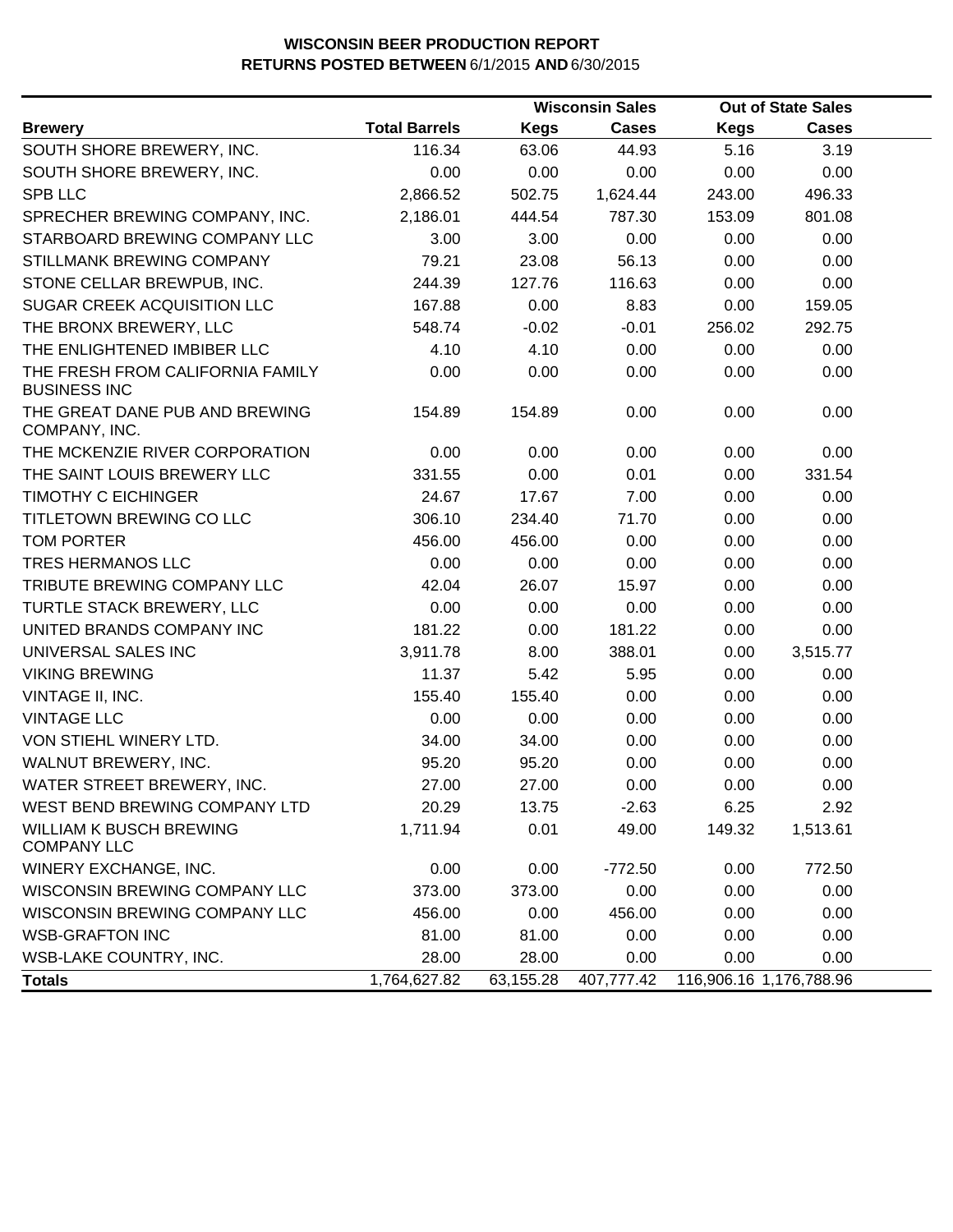# WISCONSIN BEER PRODUCTION REPORT
## RETURNS POSTED BETWEEN 6/1/2015 AND 6/30/2015

| | | Wisconsin Sales | | Out of State Sales | |
|---|---|---|---|---|---|
| **Brewery** | **Total Barrels** | **Kegs** | **Cases** | **Kegs** | **Cases** |
| SOUTH SHORE BREWERY, INC. | 116.34 | 63.06 | 44.93 | 5.16 | 3.19 |
| SOUTH SHORE BREWERY, INC. | 0.00 | 0.00 | 0.00 | 0.00 | 0.00 |
| SPB LLC | 2,866.52 | 502.75 | 1,624.44 | 243.00 | 496.33 |
| SPRECHER BREWING COMPANY, INC. | 2,186.01 | 444.54 | 787.30 | 153.09 | 801.08 |
| STARBOARD BREWING COMPANY LLC | 3.00 | 3.00 | 0.00 | 0.00 | 0.00 |
| STILLMANK BREWING COMPANY | 79.21 | 23.08 | 56.13 | 0.00 | 0.00 |
| STONE CELLAR BREWPUB, INC. | 244.39 | 127.76 | 116.63 | 0.00 | 0.00 |
| SUGAR CREEK ACQUISITION LLC | 167.88 | 0.00 | 8.83 | 0.00 | 159.05 |
| THE BRONX BREWERY, LLC | 548.74 | -0.02 | -0.01 | 256.02 | 292.75 |
| THE ENLIGHTENED IMBIBER LLC | 4.10 | 4.10 | 0.00 | 0.00 | 0.00 |
| THE FRESH FROM CALIFORNIA FAMILY BUSINESS INC | 0.00 | 0.00 | 0.00 | 0.00 | 0.00 |
| THE GREAT DANE PUB AND BREWING COMPANY, INC. | 154.89 | 154.89 | 0.00 | 0.00 | 0.00 |
| THE MCKENZIE RIVER CORPORATION | 0.00 | 0.00 | 0.00 | 0.00 | 0.00 |
| THE SAINT LOUIS BREWERY LLC | 331.55 | 0.00 | 0.01 | 0.00 | 331.54 |
| TIMOTHY C EICHINGER | 24.67 | 17.67 | 7.00 | 0.00 | 0.00 |
| TITLETOWN BREWING CO LLC | 306.10 | 234.40 | 71.70 | 0.00 | 0.00 |
| TOM PORTER | 456.00 | 456.00 | 0.00 | 0.00 | 0.00 |
| TRES HERMANOS LLC | 0.00 | 0.00 | 0.00 | 0.00 | 0.00 |
| TRIBUTE BREWING COMPANY LLC | 42.04 | 26.07 | 15.97 | 0.00 | 0.00 |
| TURTLE STACK BREWERY, LLC | 0.00 | 0.00 | 0.00 | 0.00 | 0.00 |
| UNITED BRANDS COMPANY INC | 181.22 | 0.00 | 181.22 | 0.00 | 0.00 |
| UNIVERSAL SALES INC | 3,911.78 | 8.00 | 388.01 | 0.00 | 3,515.77 |
| VIKING BREWING | 11.37 | 5.42 | 5.95 | 0.00 | 0.00 |
| VINTAGE II, INC. | 155.40 | 155.40 | 0.00 | 0.00 | 0.00 |
| VINTAGE LLC | 0.00 | 0.00 | 0.00 | 0.00 | 0.00 |
| VON STIEHL WINERY LTD. | 34.00 | 34.00 | 0.00 | 0.00 | 0.00 |
| WALNUT BREWERY, INC. | 95.20 | 95.20 | 0.00 | 0.00 | 0.00 |
| WATER STREET BREWERY, INC. | 27.00 | 27.00 | 0.00 | 0.00 | 0.00 |
| WEST BEND BREWING COMPANY LTD | 20.29 | 13.75 | -2.63 | 6.25 | 2.92 |
| WILLIAM K BUSCH BREWING COMPANY LLC | 1,711.94 | 0.01 | 49.00 | 149.32 | 1,513.61 |
| WINERY EXCHANGE, INC. | 0.00 | 0.00 | -772.50 | 0.00 | 772.50 |
| WISCONSIN BREWING COMPANY LLC | 373.00 | 373.00 | 0.00 | 0.00 | 0.00 |
| WISCONSIN BREWING COMPANY LLC | 456.00 | 0.00 | 456.00 | 0.00 | 0.00 |
| WSB-GRAFTON INC | 81.00 | 81.00 | 0.00 | 0.00 | 0.00 |
| WSB-LAKE COUNTRY, INC. | 28.00 | 28.00 | 0.00 | 0.00 | 0.00 |
| **Totals** | 1,764,627.82 | 63,155.28 | 407,777.42 | 116,906.16 | 1,176,788.96 |